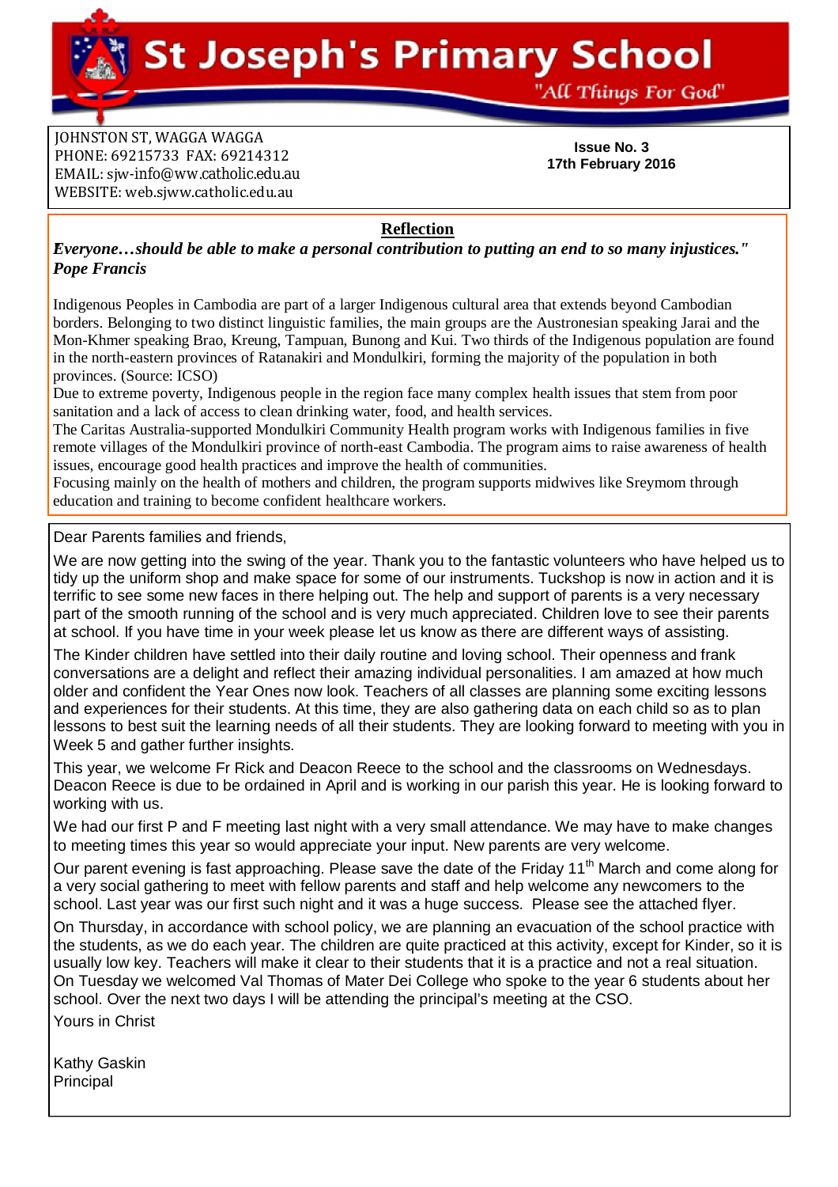# St Joseph's Primary School

"All Things For God"

JOHNSTON ST, WAGGA WAGGA
PHONE: 69215733 FAX: 69214312
EMAIL: sjw-info@ww.catholic.edu.au
WEBSITE: web.sjww.catholic.edu.au

**Issue No. 3**
**17th February 2016**

## Reflection

***Everyone…should be able to make a personal contribution to putting an end to so many injustices." Pope Francis***

Indigenous Peoples in Cambodia are part of a larger Indigenous cultural area that extends beyond Cambodian borders. Belonging to two distinct linguistic families, the main groups are the Austronesian speaking Jarai and the Mon-Khmer speaking Brao, Kreung, Tampuan, Bunong and Kui. Two thirds of the Indigenous population are found in the north-eastern provinces of Ratanakiri and Mondulkiri, forming the majority of the population in both provinces. (Source: ICSO)

Due to extreme poverty, Indigenous people in the region face many complex health issues that stem from poor sanitation and a lack of access to clean drinking water, food, and health services.

The Caritas Australia-supported Mondulkiri Community Health program works with Indigenous families in five remote villages of the Mondulkiri province of north-east Cambodia. The program aims to raise awareness of health issues, encourage good health practices and improve the health of communities.

Focusing mainly on the health of mothers and children, the program supports midwives like Sreymom through education and training to become confident healthcare workers.

Dear Parents families and friends,

We are now getting into the swing of the year. Thank you to the fantastic volunteers who have helped us to tidy up the uniform shop and make space for some of our instruments. Tuckshop is now in action and it is terrific to see some new faces in there helping out. The help and support of parents is a very necessary part of the smooth running of the school and is very much appreciated. Children love to see their parents at school. If you have time in your week please let us know as there are different ways of assisting.

The Kinder children have settled into their daily routine and loving school. Their openness and frank conversations are a delight and reflect their amazing individual personalities. I am amazed at how much older and confident the Year Ones now look. Teachers of all classes are planning some exciting lessons and experiences for their students. At this time, they are also gathering data on each child so as to plan lessons to best suit the learning needs of all their students. They are looking forward to meeting with you in Week 5 and gather further insights.

This year, we welcome Fr Rick and Deacon Reece to the school and the classrooms on Wednesdays. Deacon Reece is due to be ordained in April and is working in our parish this year. He is looking forward to working with us.

We had our first P and F meeting last night with a very small attendance. We may have to make changes to meeting times this year so would appreciate your input. New parents are very welcome.

Our parent evening is fast approaching. Please save the date of the Friday 11th March and come along for a very social gathering to meet with fellow parents and staff and help welcome any newcomers to the school. Last year was our first such night and it was a huge success. Please see the attached flyer.

On Thursday, in accordance with school policy, we are planning an evacuation of the school practice with the students, as we do each year. The children are quite practiced at this activity, except for Kinder, so it is usually low key. Teachers will make it clear to their students that it is a practice and not a real situation. On Tuesday we welcomed Val Thomas of Mater Dei College who spoke to the year 6 students about her school. Over the next two days I will be attending the principal's meeting at the CSO.

Yours in Christ

Kathy Gaskin
Principal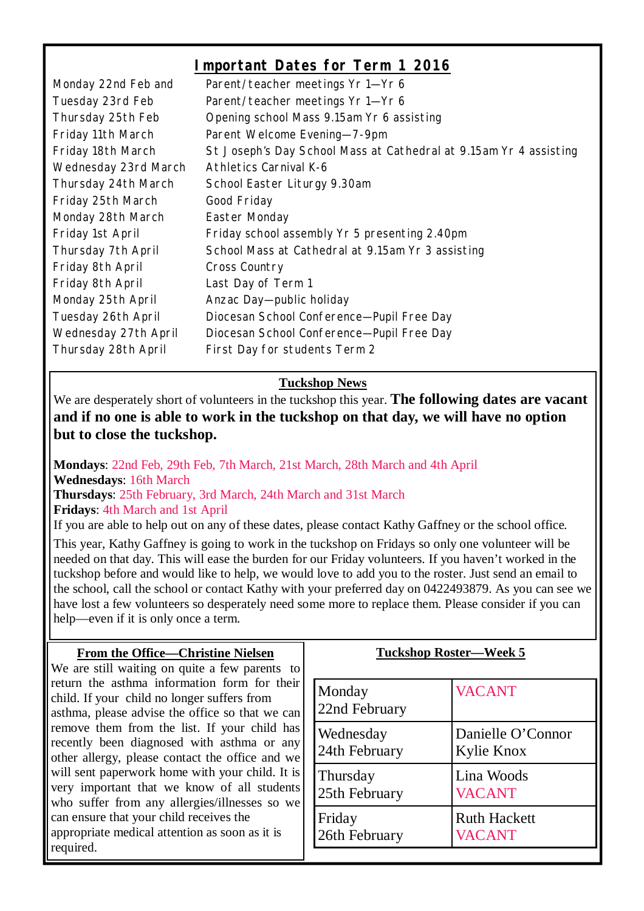## Important Dates for Term 1 2016

| | |
|---|---|
| Monday 22nd Feb and | Parent/teacher meetings Yr 1—Yr 6 |
| Tuesday 23rd Feb | Parent/teacher meetings Yr 1—Yr 6 |
| Thursday 25th Feb | Opening school Mass 9.15am Yr 6 assisting |
| Friday 11th March | Parent Welcome Evening—7-9pm |
| Friday 18th March | St Joseph's Day School Mass at Cathedral at 9.15am Yr 4 assisting |
| Wednesday 23rd March | Athletics Carnival K-6 |
| Thursday 24th March | School Easter Liturgy 9.30am |
| Friday 25th March | Good Friday |
| Monday 28th March | Easter Monday |
| Friday 1st April | Friday school assembly Yr 5 presenting 2.40pm |
| Thursday 7th April | School Mass at Cathedral at 9.15am Yr 3 assisting |
| Friday 8th April | Cross Country |
| Friday 8th April | Last Day of Term 1 |
| Monday 25th April | Anzac Day—public holiday |
| Tuesday 26th April | Diocesan School Conference—Pupil Free Day |
| Wednesday 27th April | Diocesan School Conference—Pupil Free Day |
| Thursday 28th April | First Day for students Term 2 |

### Tuckshop News

We are desperately short of volunteers in the tuckshop this year. **The following dates are vacant and if no one is able to work in the tuckshop on that day, we will have no option but to close the tuckshop.**

**Mondays**: 22nd Feb, 29th Feb, 7th March, 21st March, 28th March and 4th April
**Wednesdays**: 16th March
**Thursdays**: 25th February, 3rd March, 24th March and 31st March
**Fridays**: 4th March and 1st April

If you are able to help out on any of these dates, please contact Kathy Gaffney or the school office.

This year, Kathy Gaffney is going to work in the tuckshop on Fridays so only one volunteer will be needed on that day. This will ease the burden for our Friday volunteers. If you haven't worked in the tuckshop before and would like to help, we would love to add you to the roster. Just send an email to the school, call the school or contact Kathy with your preferred day on 0422493879. As you can see we have lost a few volunteers so desperately need some more to replace them. Please consider if you can help—even if it is only once a term.

### From the Office—Christine Nielsen

We are still waiting on quite a few parents to return the asthma information for their child. If your child no longer suffers from asthma, please advise the office so that we can remove them from the list. If your child has recently been diagnosed with asthma or any other allergy, please contact the office and we will sent paperwork home with your child. It is very important that we know of all students who suffer from any allergies/illnesses so we can ensure that your child receives the appropriate medical attention as soon as it is required.

### Tuckshop Roster—Week 5

| Day | Volunteers |
|---|---|
| Monday 22nd February | VACANT |
| Wednesday 24th February | Danielle O'Connor<br>Kylie Knox |
| Thursday 25th February | Lina Woods<br>VACANT |
| Friday 26th February | Ruth Hackett<br>VACANT |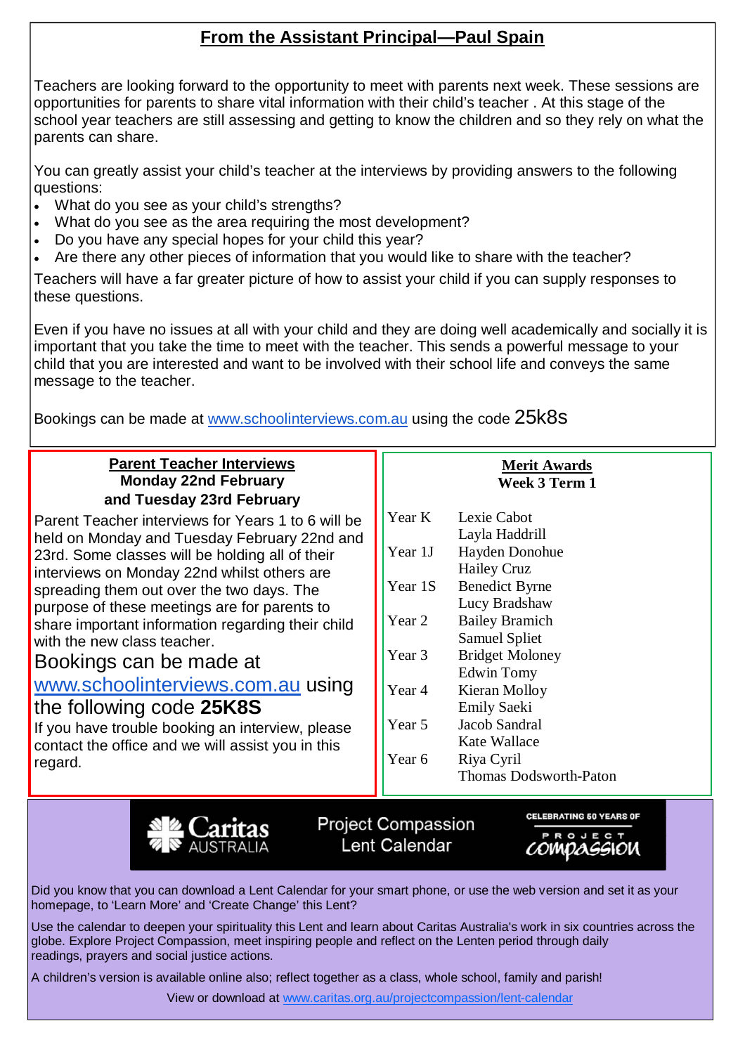## From the Assistant Principal—Paul Spain

Teachers are looking forward to the opportunity to meet with parents next week. These sessions are opportunities for parents to share vital information with their child's teacher . At this stage of the school year teachers are still assessing and getting to know the children and so they rely on what the parents can share.

You can greatly assist your child's teacher at the interviews by providing answers to the following questions:

- What do you see as your child's strengths?
- What do you see as the area requiring the most development?
- Do you have any special hopes for your child this year?
- Are there any other pieces of information that you would like to share with the teacher?

Teachers will have a far greater picture of how to assist your child if you can supply responses to these questions.

Even if you have no issues at all with your child and they are doing well academically and socially it is important that you take the time to meet with the teacher. This sends a powerful message to your child that you are interested and want to be involved with their school life and conveys the same message to the teacher.

Bookings can be made at www.schoolinterviews.com.au using the code 25k8s

### Parent Teacher Interviews
**Monday 22nd February**
**and Tuesday 23rd February**

Parent Teacher interviews for Years 1 to 6 will be held on Monday and Tuesday February 22nd and 23rd. Some classes will be holding all of their interviews on Monday 22nd whilst others are spreading them out over the two days. The purpose of these meetings are for parents to share important information regarding their child with the new class teacher.

Bookings can be made at www.schoolinterviews.com.au using the following code **25K8S**

If you have trouble booking an interview, please contact the office and we will assist you in this regard.

### Merit Awards
**Week 3 Term 1**

| | |
|---|---|
| Year K | Lexie Cabot<br>Layla Haddrill |
| Year 1J | Hayden Donohue<br>Hailey Cruz |
| Year 1S | Benedict Byrne<br>Lucy Bradshaw |
| Year 2 | Bailey Bramich<br>Samuel Spliet |
| Year 3 | Bridget Moloney<br>Edwin Tomy |
| Year 4 | Kieran Molloy<br>Emily Saeki |
| Year 5 | Jacob Sandral<br>Kate Wallace |
| Year 6 | Riya Cyril<br>Thomas Dodsworth-Paton |

Caritas AUSTRALIA — Project Compassion Lent Calendar — CELEBRATING 50 YEARS OF PROJECT COMPASSION

Did you know that you can download a Lent Calendar for your smart phone, or use the web version and set it as your homepage, to 'Learn More' and 'Create Change' this Lent?

Use the calendar to deepen your spirituality this Lent and learn about Caritas Australia's work in six countries across the globe. Explore Project Compassion, meet inspiring people and reflect on the Lenten period through daily readings, prayers and social justice actions.

A children's version is available online also; reflect together as a class, whole school, family and parish!

View or download at www.caritas.org.au/projectcompassion/lent-calendar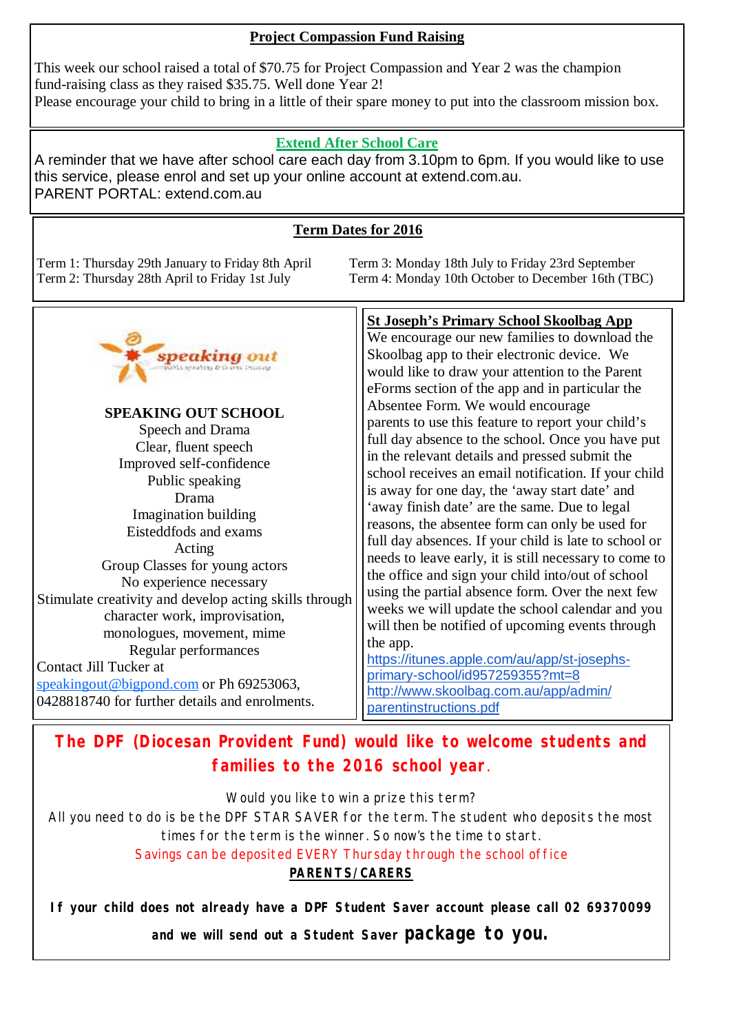## Project Compassion Fund Raising

This week our school raised a total of $70.75 for Project Compassion and Year 2 was the champion fund-raising class as they raised $35.75. Well done Year 2!
Please encourage your child to bring in a little of their spare money to put into the classroom mission box.

## Extend After School Care

A reminder that we have after school care each day from 3.10pm to 6pm. If you would like to use this service, please enrol and set up your online account at extend.com.au.
PARENT PORTAL: extend.com.au

## Term Dates for 2016

Term 1: Thursday 29th January to Friday 8th April
Term 2: Thursday 28th April to Friday 1st July
Term 3: Monday 18th July to Friday 23rd September
Term 4: Monday 10th October to December 16th (TBC)

**SPEAKING OUT SCHOOL**

Speech and Drama
Clear, fluent speech
Improved self-confidence
Public speaking
Drama
Imagination building
Eisteddfods and exams
Acting
Group Classes for young actors
No experience necessary
Stimulate creativity and develop acting skills through character work, improvisation, monologues, movement, mime
Regular performances

Contact Jill Tucker at speakingout@bigpond.com or Ph 69253063, 0428818740 for further details and enrolments.

## St Joseph's Primary School Skoolbag App

We encourage our new families to download the Skoolbag app to their electronic device. We would like to draw your attention to the Parent eForms section of the app and in particular the Absentee Form. We would encourage parents to use this feature to report your child's full day absence to the school. Once you have put in the relevant details and pressed submit the school receives an email notification. If your child is away for one day, the 'away start date' and 'away finish date' are the same. Due to legal reasons, the absentee form can only be used for full day absences. If your child is late to school or needs to leave early, it is still necessary to come to the office and sign your child into/out of school using the partial absence form. Over the next few weeks we will update the school calendar and you will then be notified of upcoming events through the app.

https://itunes.apple.com/au/app/st-josephs-primary-school/id957259355?mt=8
http://www.skoolbag.com.au/app/admin/parentinstructions.pdf

**The DPF (Diocesan Provident Fund) would like to welcome students and families to the 2016 school year.**

Would you like to win a prize this term?
All you need to do is be the DPF STAR SAVER for the term. The student who deposits the most times for the term is the winner. So now's the time to start.
Savings can be deposited EVERY Thursday through the school office

**PARENTS/CARERS**

**If your child does not already have a DPF Student Saver account please call 02 69370099 and we will send out a Student Saver package to you.**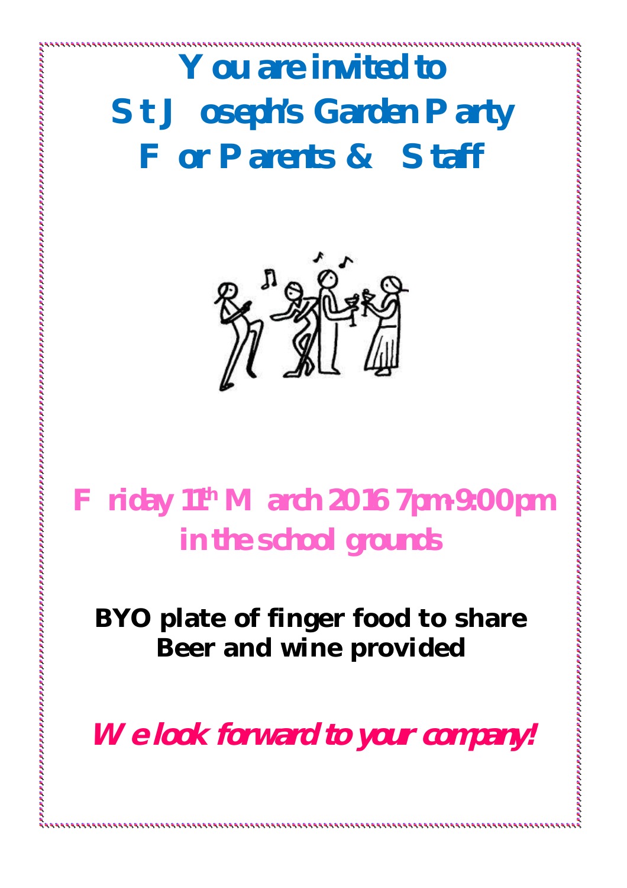# You are invited to St Joseph's Garden Party For Parents & Staff

## Friday 11th March 2016 7pm-9:00pm in the school grounds

**BYO plate of finger food to share**
**Beer and wine provided**

***We look forward to your company!***